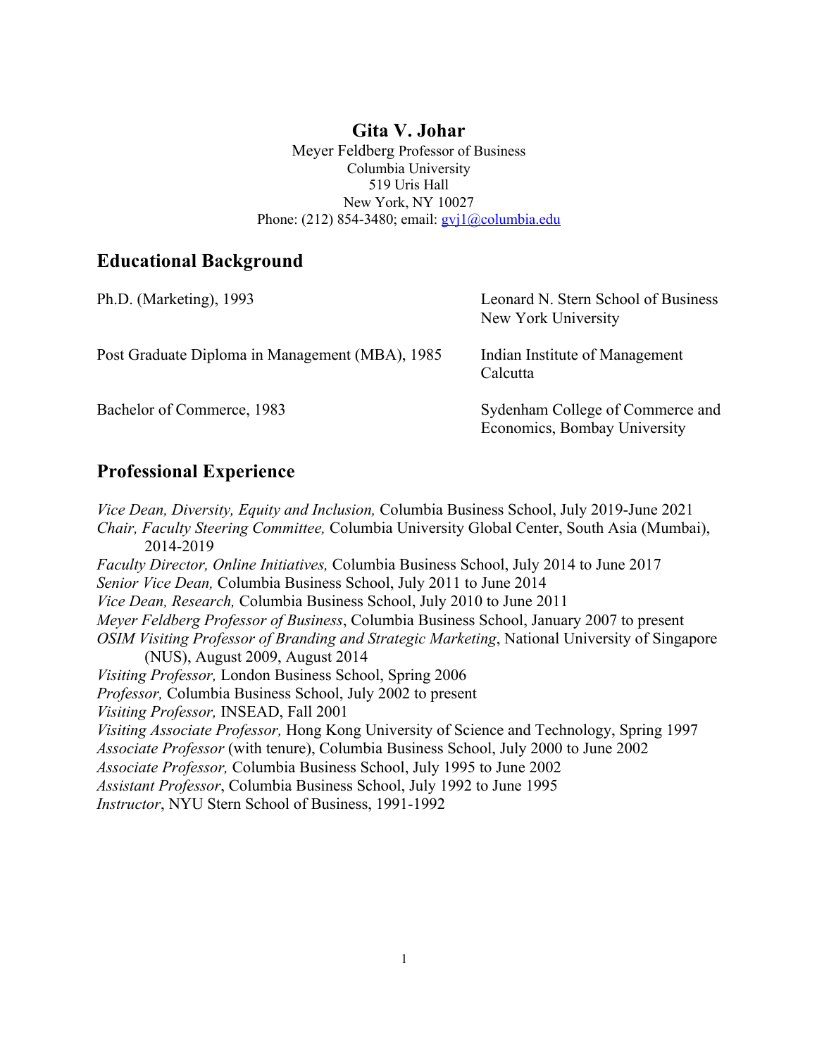# Gita V. Johar

Meyer Feldberg Professor of Business
Columbia University
519 Uris Hall
New York, NY 10027
Phone: (212) 854-3480; email: gvj1@columbia.edu

## Educational Background

| | |
|---|---|
| Ph.D. (Marketing), 1993 | Leonard N. Stern School of Business<br>New York University |
| Post Graduate Diploma in Management (MBA), 1985 | Indian Institute of Management<br>Calcutta |
| Bachelor of Commerce, 1983 | Sydenham College of Commerce and<br>Economics, Bombay University |

## Professional Experience

*Vice Dean, Diversity, Equity and Inclusion,* Columbia Business School, July 2019-June 2021
*Chair, Faculty Steering Committee,* Columbia University Global Center, South Asia (Mumbai), 2014-2019
*Faculty Director, Online Initiatives,* Columbia Business School, July 2014 to June 2017
*Senior Vice Dean,* Columbia Business School, July 2011 to June 2014
*Vice Dean, Research,* Columbia Business School, July 2010 to June 2011
*Meyer Feldberg Professor of Business*, Columbia Business School, January 2007 to present
*OSIM Visiting Professor of Branding and Strategic Marketing*, National University of Singapore (NUS), August 2009, August 2014
*Visiting Professor,* London Business School, Spring 2006
*Professor,* Columbia Business School, July 2002 to present
*Visiting Professor,* INSEAD, Fall 2001
*Visiting Associate Professor,* Hong Kong University of Science and Technology, Spring 1997
*Associate Professor* (with tenure), Columbia Business School, July 2000 to June 2002
*Associate Professor,* Columbia Business School, July 1995 to June 2002
*Assistant Professor*, Columbia Business School, July 1992 to June 1995
*Instructor*, NYU Stern School of Business, 1991-1992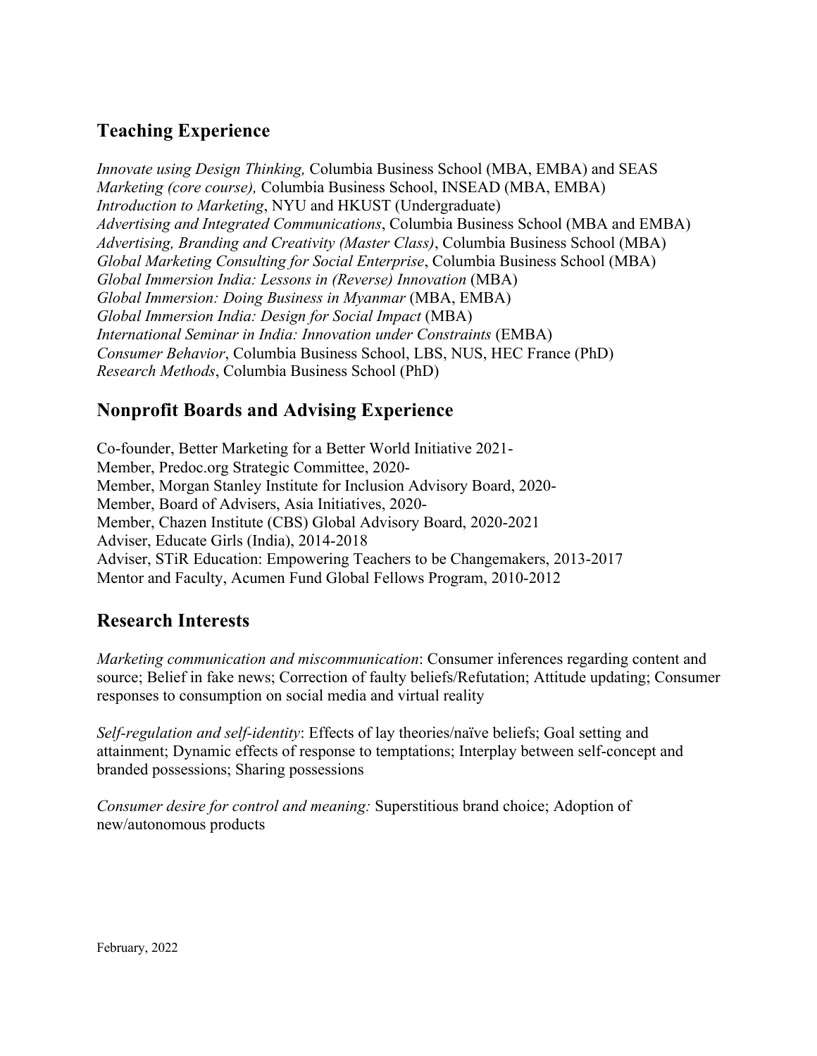## Teaching Experience

*Innovate using Design Thinking,* Columbia Business School (MBA, EMBA) and SEAS
*Marketing (core course),* Columbia Business School, INSEAD (MBA, EMBA)
*Introduction to Marketing*, NYU and HKUST (Undergraduate)
*Advertising and Integrated Communications*, Columbia Business School (MBA and EMBA)
*Advertising, Branding and Creativity (Master Class)*, Columbia Business School (MBA)
*Global Marketing Consulting for Social Enterprise*, Columbia Business School (MBA)
*Global Immersion India: Lessons in (Reverse) Innovation* (MBA)
*Global Immersion: Doing Business in Myanmar* (MBA, EMBA)
*Global Immersion India: Design for Social Impact* (MBA)
*International Seminar in India: Innovation under Constraints* (EMBA)
*Consumer Behavior*, Columbia Business School, LBS, NUS, HEC France (PhD)
*Research Methods*, Columbia Business School (PhD)

## Nonprofit Boards and Advising Experience

Co-founder, Better Marketing for a Better World Initiative 2021-
Member, Predoc.org Strategic Committee, 2020-
Member, Morgan Stanley Institute for Inclusion Advisory Board, 2020-
Member, Board of Advisers, Asia Initiatives, 2020-
Member, Chazen Institute (CBS) Global Advisory Board, 2020-2021
Adviser, Educate Girls (India), 2014-2018
Adviser, STiR Education: Empowering Teachers to be Changemakers, 2013-2017
Mentor and Faculty, Acumen Fund Global Fellows Program, 2010-2012

## Research Interests

*Marketing communication and miscommunication*: Consumer inferences regarding content and source; Belief in fake news; Correction of faulty beliefs/Refutation; Attitude updating; Consumer responses to consumption on social media and virtual reality

*Self-regulation and self-identity*: Effects of lay theories/naïve beliefs; Goal setting and attainment; Dynamic effects of response to temptations; Interplay between self-concept and branded possessions; Sharing possessions

*Consumer desire for control and meaning:* Superstitious brand choice; Adoption of new/autonomous products

February, 2022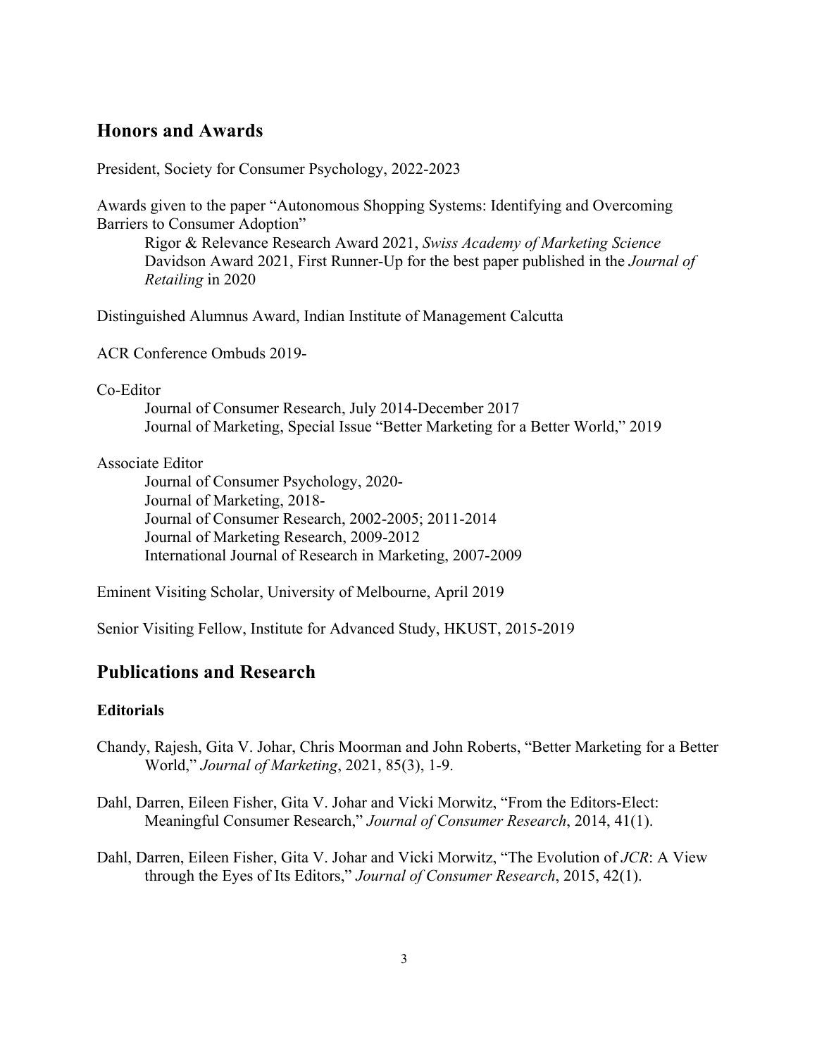## Honors and Awards

President, Society for Consumer Psychology, 2022-2023

Awards given to the paper "Autonomous Shopping Systems: Identifying and Overcoming Barriers to Consumer Adoption"

> Rigor & Relevance Research Award 2021, *Swiss Academy of Marketing Science*
> Davidson Award 2021, First Runner-Up for the best paper published in the *Journal of Retailing* in 2020

Distinguished Alumnus Award, Indian Institute of Management Calcutta

ACR Conference Ombuds 2019-

Co-Editor

> Journal of Consumer Research, July 2014-December 2017
> Journal of Marketing, Special Issue "Better Marketing for a Better World," 2019

Associate Editor

> Journal of Consumer Psychology, 2020-
> Journal of Marketing, 2018-
> Journal of Consumer Research, 2002-2005; 2011-2014
> Journal of Marketing Research, 2009-2012
> International Journal of Research in Marketing, 2007-2009

Eminent Visiting Scholar, University of Melbourne, April 2019

Senior Visiting Fellow, Institute for Advanced Study, HKUST, 2015-2019

## Publications and Research

### Editorials

Chandy, Rajesh, Gita V. Johar, Chris Moorman and John Roberts, "Better Marketing for a Better World," *Journal of Marketing*, 2021, 85(3), 1-9.

Dahl, Darren, Eileen Fisher, Gita V. Johar and Vicki Morwitz, "From the Editors-Elect: Meaningful Consumer Research," *Journal of Consumer Research*, 2014, 41(1).

Dahl, Darren, Eileen Fisher, Gita V. Johar and Vicki Morwitz, "The Evolution of *JCR*: A View through the Eyes of Its Editors," *Journal of Consumer Research*, 2015, 42(1).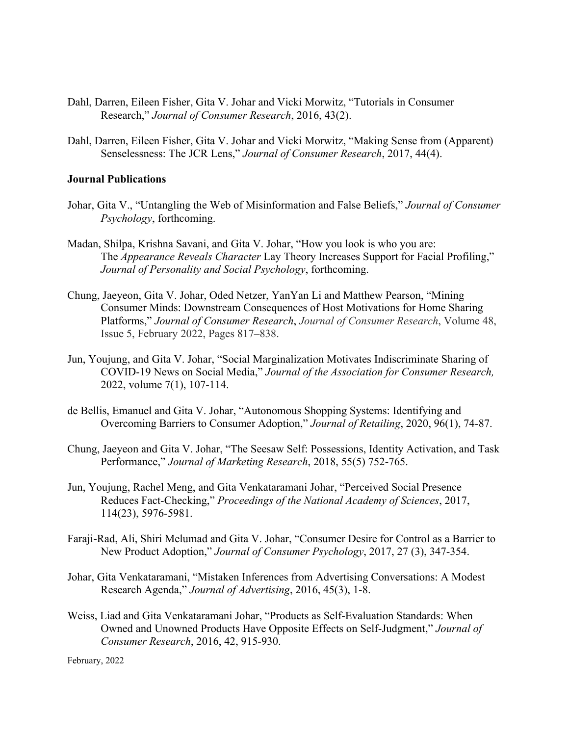Dahl, Darren, Eileen Fisher, Gita V. Johar and Vicki Morwitz, "Tutorials in Consumer Research," *Journal of Consumer Research*, 2016, 43(2).

Dahl, Darren, Eileen Fisher, Gita V. Johar and Vicki Morwitz, "Making Sense from (Apparent) Senselessness: The JCR Lens," *Journal of Consumer Research*, 2017, 44(4).

**Journal Publications**

Johar, Gita V., "Untangling the Web of Misinformation and False Beliefs," *Journal of Consumer Psychology*, forthcoming.

Madan, Shilpa, Krishna Savani, and Gita V. Johar, "How you look is who you are: The *Appearance Reveals Character* Lay Theory Increases Support for Facial Profiling," *Journal of Personality and Social Psychology*, forthcoming.

Chung, Jaeyeon, Gita V. Johar, Oded Netzer, YanYan Li and Matthew Pearson, "Mining Consumer Minds: Downstream Consequences of Host Motivations for Home Sharing Platforms," *Journal of Consumer Research*, *Journal of Consumer Research*, Volume 48, Issue 5, February 2022, Pages 817–838.

Jun, Youjung, and Gita V. Johar, "Social Marginalization Motivates Indiscriminate Sharing of COVID-19 News on Social Media," *Journal of the Association for Consumer Research,* 2022, volume 7(1), 107-114.

de Bellis, Emanuel and Gita V. Johar, "Autonomous Shopping Systems: Identifying and Overcoming Barriers to Consumer Adoption," *Journal of Retailing*, 2020, 96(1), 74-87.

Chung, Jaeyeon and Gita V. Johar, "The Seesaw Self: Possessions, Identity Activation, and Task Performance," *Journal of Marketing Research*, 2018, 55(5) 752-765.

Jun, Youjung, Rachel Meng, and Gita Venkataramani Johar, "Perceived Social Presence Reduces Fact-Checking," *Proceedings of the National Academy of Sciences*, 2017, 114(23), 5976-5981.

Faraji-Rad, Ali, Shiri Melumad and Gita V. Johar, "Consumer Desire for Control as a Barrier to New Product Adoption," *Journal of Consumer Psychology*, 2017, 27 (3), 347-354.

Johar, Gita Venkataramani, "Mistaken Inferences from Advertising Conversations: A Modest Research Agenda," *Journal of Advertising*, 2016, 45(3), 1-8.

Weiss, Liad and Gita Venkataramani Johar, "Products as Self-Evaluation Standards: When Owned and Unowned Products Have Opposite Effects on Self-Judgment," *Journal of Consumer Research*, 2016, 42, 915-930.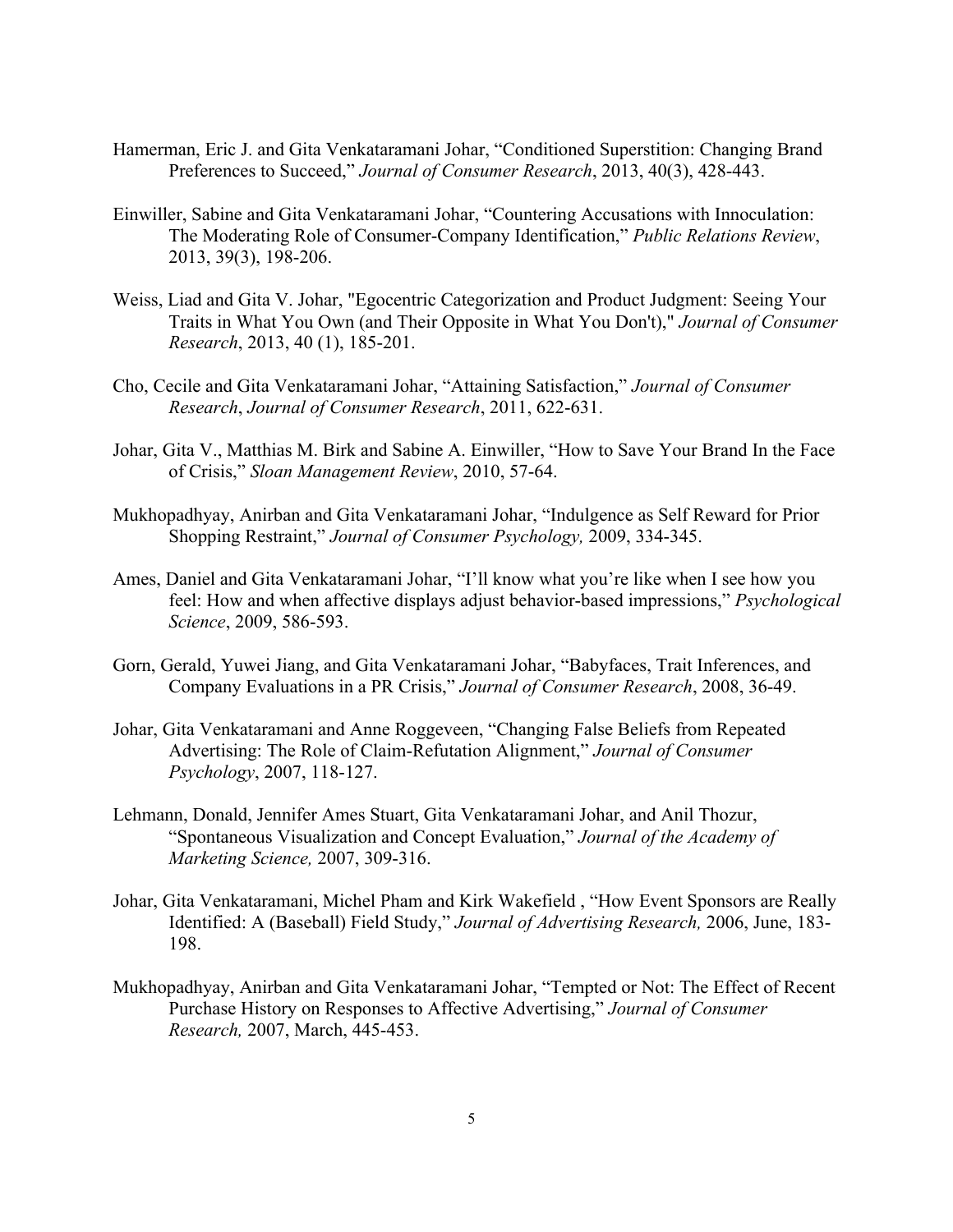Hamerman, Eric J. and Gita Venkataramani Johar, "Conditioned Superstition: Changing Brand Preferences to Succeed," *Journal of Consumer Research*, 2013, 40(3), 428-443.

Einwiller, Sabine and Gita Venkataramani Johar, "Countering Accusations with Innoculation: The Moderating Role of Consumer-Company Identification," *Public Relations Review*, 2013, 39(3), 198-206.

Weiss, Liad and Gita V. Johar, "Egocentric Categorization and Product Judgment: Seeing Your Traits in What You Own (and Their Opposite in What You Don't)," *Journal of Consumer Research*, 2013, 40 (1), 185-201.

Cho, Cecile and Gita Venkataramani Johar, "Attaining Satisfaction," *Journal of Consumer Research*, *Journal of Consumer Research*, 2011, 622-631.

Johar, Gita V., Matthias M. Birk and Sabine A. Einwiller, "How to Save Your Brand In the Face of Crisis," *Sloan Management Review*, 2010, 57-64.

Mukhopadhyay, Anirban and Gita Venkataramani Johar, "Indulgence as Self Reward for Prior Shopping Restraint," *Journal of Consumer Psychology,* 2009, 334-345.

Ames, Daniel and Gita Venkataramani Johar, "I'll know what you're like when I see how you feel: How and when affective displays adjust behavior-based impressions," *Psychological Science*, 2009, 586-593.

Gorn, Gerald, Yuwei Jiang, and Gita Venkataramani Johar, "Babyfaces, Trait Inferences, and Company Evaluations in a PR Crisis," *Journal of Consumer Research*, 2008, 36-49.

Johar, Gita Venkataramani and Anne Roggeveen, "Changing False Beliefs from Repeated Advertising: The Role of Claim-Refutation Alignment," *Journal of Consumer Psychology*, 2007, 118-127.

Lehmann, Donald, Jennifer Ames Stuart, Gita Venkataramani Johar, and Anil Thozur, "Spontaneous Visualization and Concept Evaluation," *Journal of the Academy of Marketing Science,* 2007, 309-316.

Johar, Gita Venkataramani, Michel Pham and Kirk Wakefield , "How Event Sponsors are Really Identified: A (Baseball) Field Study," *Journal of Advertising Research,* 2006, June, 183-198.

Mukhopadhyay, Anirban and Gita Venkataramani Johar, "Tempted or Not: The Effect of Recent Purchase History on Responses to Affective Advertising," *Journal of Consumer Research,* 2007, March, 445-453.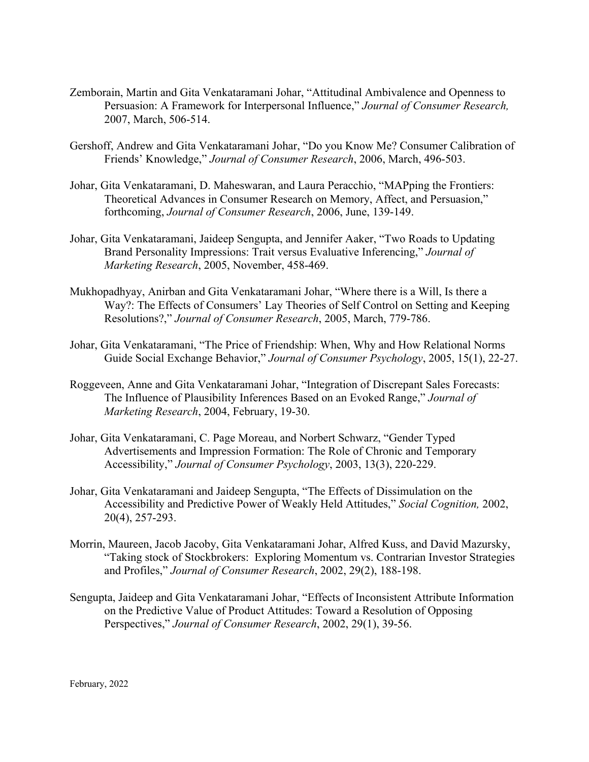Zemborain, Martin and Gita Venkataramani Johar, "Attitudinal Ambivalence and Openness to Persuasion: A Framework for Interpersonal Influence," *Journal of Consumer Research,* 2007, March, 506-514.

Gershoff, Andrew and Gita Venkataramani Johar, "Do you Know Me? Consumer Calibration of Friends' Knowledge," *Journal of Consumer Research*, 2006, March, 496-503.

Johar, Gita Venkataramani, D. Maheswaran, and Laura Peracchio, "MAPping the Frontiers: Theoretical Advances in Consumer Research on Memory, Affect, and Persuasion," forthcoming, *Journal of Consumer Research*, 2006, June, 139-149.

Johar, Gita Venkataramani, Jaideep Sengupta, and Jennifer Aaker, "Two Roads to Updating Brand Personality Impressions: Trait versus Evaluative Inferencing," *Journal of Marketing Research*, 2005, November, 458-469.

Mukhopadhyay, Anirban and Gita Venkataramani Johar, "Where there is a Will, Is there a Way?: The Effects of Consumers' Lay Theories of Self Control on Setting and Keeping Resolutions?," *Journal of Consumer Research*, 2005, March, 779-786.

Johar, Gita Venkataramani, "The Price of Friendship: When, Why and How Relational Norms Guide Social Exchange Behavior," *Journal of Consumer Psychology*, 2005, 15(1), 22-27.

Roggeveen, Anne and Gita Venkataramani Johar, "Integration of Discrepant Sales Forecasts: The Influence of Plausibility Inferences Based on an Evoked Range," *Journal of Marketing Research*, 2004, February, 19-30.

Johar, Gita Venkataramani, C. Page Moreau, and Norbert Schwarz, "Gender Typed Advertisements and Impression Formation: The Role of Chronic and Temporary Accessibility," *Journal of Consumer Psychology*, 2003, 13(3), 220-229.

Johar, Gita Venkataramani and Jaideep Sengupta, "The Effects of Dissimulation on the Accessibility and Predictive Power of Weakly Held Attitudes," *Social Cognition,* 2002, 20(4), 257-293.

Morrin, Maureen, Jacob Jacoby, Gita Venkataramani Johar, Alfred Kuss, and David Mazursky, "Taking stock of Stockbrokers: Exploring Momentum vs. Contrarian Investor Strategies and Profiles," *Journal of Consumer Research*, 2002, 29(2), 188-198.

Sengupta, Jaideep and Gita Venkataramani Johar, "Effects of Inconsistent Attribute Information on the Predictive Value of Product Attitudes: Toward a Resolution of Opposing Perspectives," *Journal of Consumer Research*, 2002, 29(1), 39-56.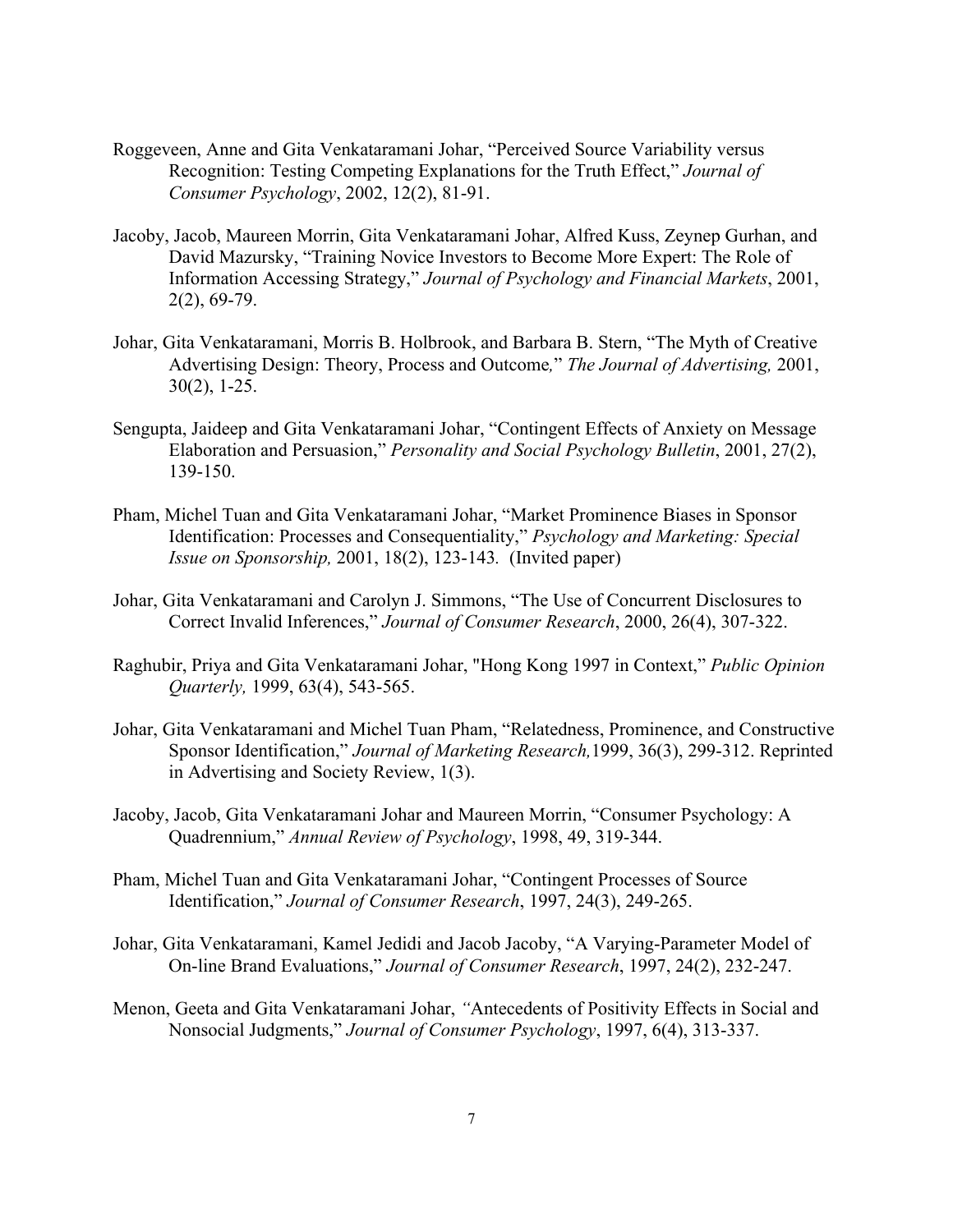Roggeveen, Anne and Gita Venkataramani Johar, "Perceived Source Variability versus Recognition: Testing Competing Explanations for the Truth Effect," *Journal of Consumer Psychology*, 2002, 12(2), 81-91.

Jacoby, Jacob, Maureen Morrin, Gita Venkataramani Johar, Alfred Kuss, Zeynep Gurhan, and David Mazursky, "Training Novice Investors to Become More Expert: The Role of Information Accessing Strategy," *Journal of Psychology and Financial Markets*, 2001, 2(2), 69-79.

Johar, Gita Venkataramani, Morris B. Holbrook, and Barbara B. Stern, "The Myth of Creative Advertising Design: Theory, Process and Outcome," *The Journal of Advertising,* 2001, 30(2), 1-25.

Sengupta, Jaideep and Gita Venkataramani Johar, "Contingent Effects of Anxiety on Message Elaboration and Persuasion," *Personality and Social Psychology Bulletin*, 2001, 27(2), 139-150.

Pham, Michel Tuan and Gita Venkataramani Johar, "Market Prominence Biases in Sponsor Identification: Processes and Consequentiality," *Psychology and Marketing: Special Issue on Sponsorship,* 2001, 18(2), 123-143. (Invited paper)

Johar, Gita Venkataramani and Carolyn J. Simmons, "The Use of Concurrent Disclosures to Correct Invalid Inferences," *Journal of Consumer Research*, 2000, 26(4), 307-322.

Raghubir, Priya and Gita Venkataramani Johar, "Hong Kong 1997 in Context," *Public Opinion Quarterly,* 1999, 63(4), 543-565.

Johar, Gita Venkataramani and Michel Tuan Pham, "Relatedness, Prominence, and Constructive Sponsor Identification," *Journal of Marketing Research,* 1999, 36(3), 299-312. Reprinted in Advertising and Society Review, 1(3).

Jacoby, Jacob, Gita Venkataramani Johar and Maureen Morrin, "Consumer Psychology: A Quadrennium," *Annual Review of Psychology*, 1998, 49, 319-344.

Pham, Michel Tuan and Gita Venkataramani Johar, "Contingent Processes of Source Identification," *Journal of Consumer Research*, 1997, 24(3), 249-265.

Johar, Gita Venkataramani, Kamel Jedidi and Jacob Jacoby, "A Varying-Parameter Model of On-line Brand Evaluations," *Journal of Consumer Research*, 1997, 24(2), 232-247.

Menon, Geeta and Gita Venkataramani Johar, "Antecedents of Positivity Effects in Social and Nonsocial Judgments," *Journal of Consumer Psychology*, 1997, 6(4), 313-337.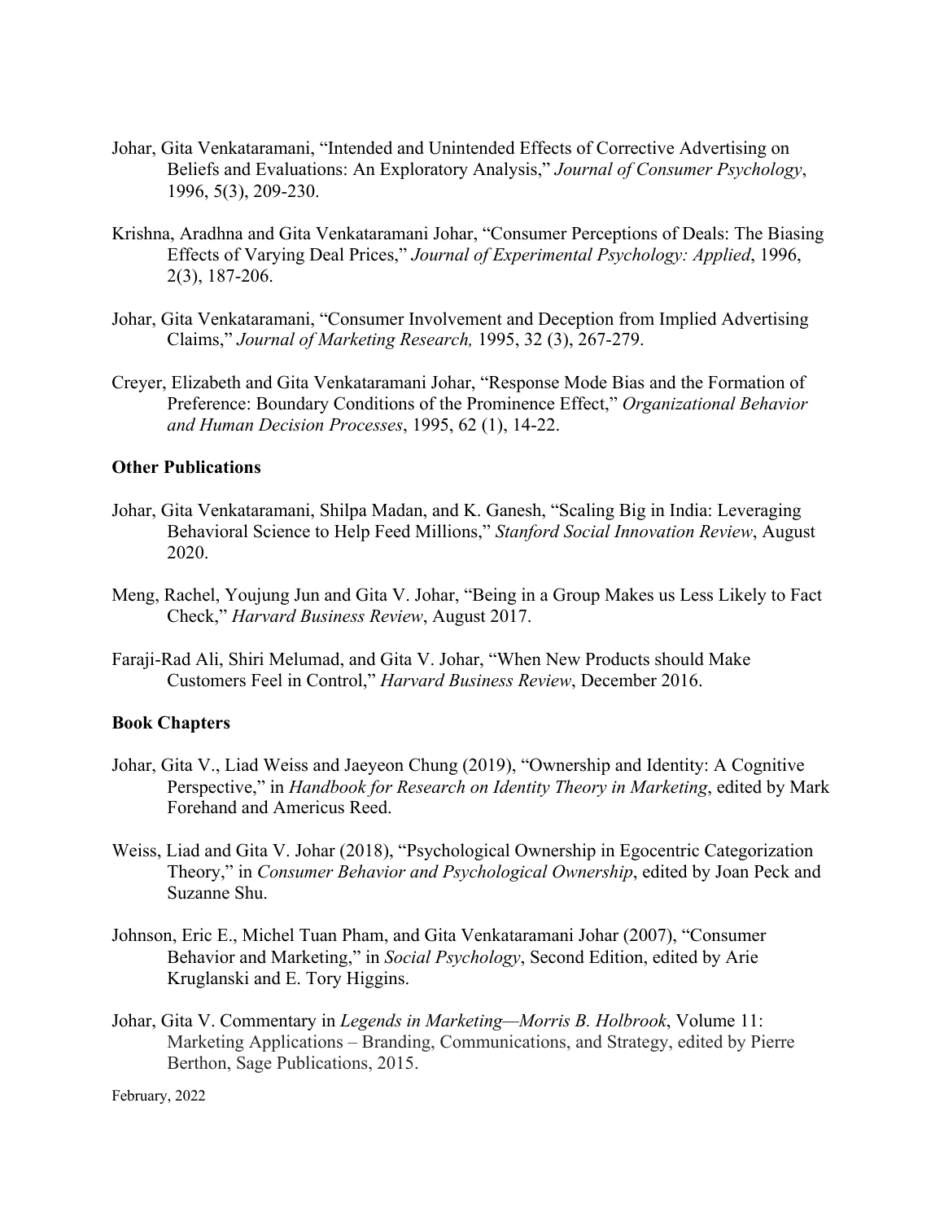Johar, Gita Venkataramani, “Intended and Unintended Effects of Corrective Advertising on Beliefs and Evaluations: An Exploratory Analysis,” *Journal of Consumer Psychology*, 1996, 5(3), 209-230.

Krishna, Aradhna and Gita Venkataramani Johar, “Consumer Perceptions of Deals: The Biasing Effects of Varying Deal Prices,” *Journal of Experimental Psychology: Applied*, 1996, 2(3), 187-206.

Johar, Gita Venkataramani, “Consumer Involvement and Deception from Implied Advertising Claims,” *Journal of Marketing Research,* 1995, 32 (3), 267-279.

Creyer, Elizabeth and Gita Venkataramani Johar, “Response Mode Bias and the Formation of Preference: Boundary Conditions of the Prominence Effect,” *Organizational Behavior and Human Decision Processes*, 1995, 62 (1), 14-22.

**Other Publications**

Johar, Gita Venkataramani, Shilpa Madan, and K. Ganesh, “Scaling Big in India: Leveraging Behavioral Science to Help Feed Millions,” *Stanford Social Innovation Review*, August 2020.

Meng, Rachel, Youjung Jun and Gita V. Johar, “Being in a Group Makes us Less Likely to Fact Check,” *Harvard Business Review*, August 2017.

Faraji-Rad Ali, Shiri Melumad, and Gita V. Johar, “When New Products should Make Customers Feel in Control,” *Harvard Business Review*, December 2016.

**Book Chapters**

Johar, Gita V., Liad Weiss and Jaeyeon Chung (2019), “Ownership and Identity: A Cognitive Perspective,” in *Handbook for Research on Identity Theory in Marketing*, edited by Mark Forehand and Americus Reed.

Weiss, Liad and Gita V. Johar (2018), “Psychological Ownership in Egocentric Categorization Theory,” in *Consumer Behavior and Psychological Ownership*, edited by Joan Peck and Suzanne Shu.

Johnson, Eric E., Michel Tuan Pham, and Gita Venkataramani Johar (2007), “Consumer Behavior and Marketing,” in *Social Psychology*, Second Edition, edited by Arie Kruglanski and E. Tory Higgins.

Johar, Gita V. Commentary in *Legends in Marketing—Morris B. Holbrook*, Volume 11: Marketing Applications – Branding, Communications, and Strategy, edited by Pierre Berthon, Sage Publications, 2015.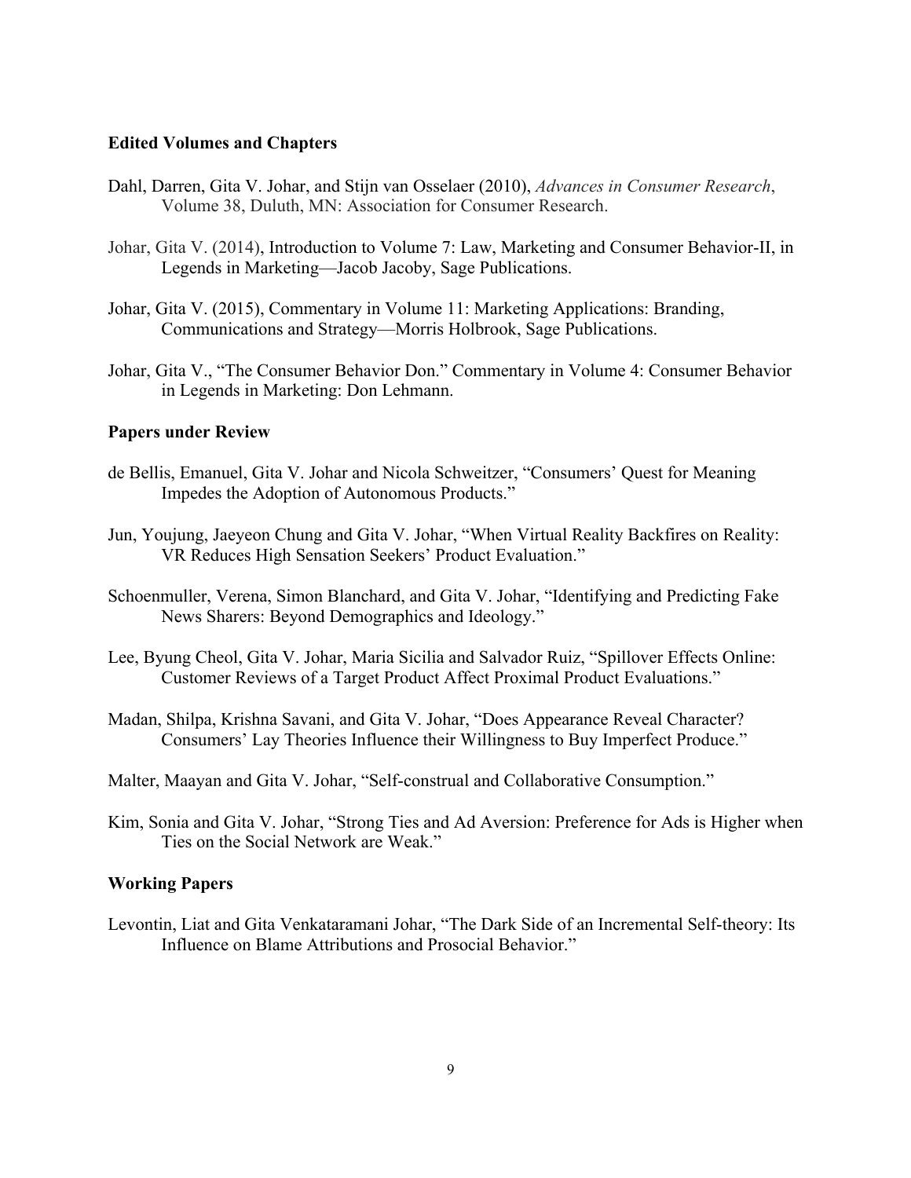### Edited Volumes and Chapters

Dahl, Darren, Gita V. Johar, and Stijn van Osselaer (2010), *Advances in Consumer Research*, Volume 38, Duluth, MN: Association for Consumer Research.

Johar, Gita V. (2014), Introduction to Volume 7: Law, Marketing and Consumer Behavior-II, in Legends in Marketing—Jacob Jacoby, Sage Publications.

Johar, Gita V. (2015), Commentary in Volume 11: Marketing Applications: Branding, Communications and Strategy—Morris Holbrook, Sage Publications.

Johar, Gita V., "The Consumer Behavior Don." Commentary in Volume 4: Consumer Behavior in Legends in Marketing: Don Lehmann.

### Papers under Review

de Bellis, Emanuel, Gita V. Johar and Nicola Schweitzer, "Consumers' Quest for Meaning Impedes the Adoption of Autonomous Products."

Jun, Youjung, Jaeyeon Chung and Gita V. Johar, "When Virtual Reality Backfires on Reality: VR Reduces High Sensation Seekers' Product Evaluation."

Schoenmuller, Verena, Simon Blanchard, and Gita V. Johar, "Identifying and Predicting Fake News Sharers: Beyond Demographics and Ideology."

Lee, Byung Cheol, Gita V. Johar, Maria Sicilia and Salvador Ruiz, "Spillover Effects Online: Customer Reviews of a Target Product Affect Proximal Product Evaluations."

Madan, Shilpa, Krishna Savani, and Gita V. Johar, "Does Appearance Reveal Character? Consumers' Lay Theories Influence their Willingness to Buy Imperfect Produce."

Malter, Maayan and Gita V. Johar, "Self-construal and Collaborative Consumption."

Kim, Sonia and Gita V. Johar, "Strong Ties and Ad Aversion: Preference for Ads is Higher when Ties on the Social Network are Weak."

### Working Papers

Levontin, Liat and Gita Venkataramani Johar, "The Dark Side of an Incremental Self-theory: Its Influence on Blame Attributions and Prosocial Behavior."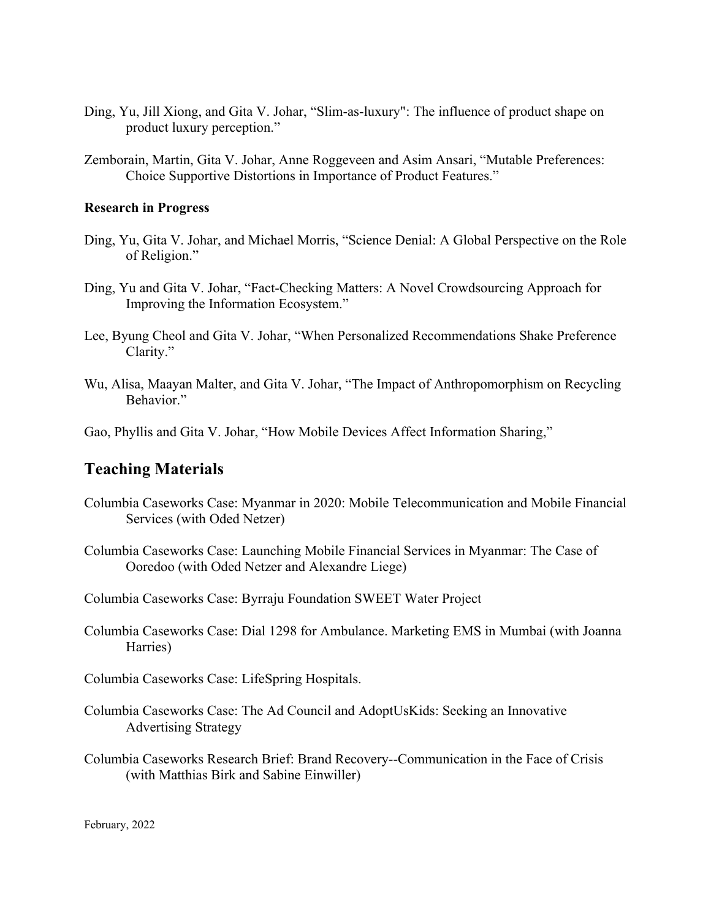Ding, Yu, Jill Xiong, and Gita V. Johar, “Slim-as-luxury": The influence of product shape on product luxury perception.”

Zemborain, Martin, Gita V. Johar, Anne Roggeveen and Asim Ansari, “Mutable Preferences: Choice Supportive Distortions in Importance of Product Features.”

**Research in Progress**

Ding, Yu, Gita V. Johar, and Michael Morris, “Science Denial: A Global Perspective on the Role of Religion.”

Ding, Yu and Gita V. Johar, “Fact-Checking Matters: A Novel Crowdsourcing Approach for Improving the Information Ecosystem.”

Lee, Byung Cheol and Gita V. Johar, “When Personalized Recommendations Shake Preference Clarity.”

Wu, Alisa, Maayan Malter, and Gita V. Johar, “The Impact of Anthropomorphism on Recycling Behavior.”

Gao, Phyllis and Gita V. Johar, “How Mobile Devices Affect Information Sharing,”

## Teaching Materials

Columbia Caseworks Case: Myanmar in 2020: Mobile Telecommunication and Mobile Financial Services (with Oded Netzer)

Columbia Caseworks Case: Launching Mobile Financial Services in Myanmar: The Case of Ooredoo (with Oded Netzer and Alexandre Liege)

Columbia Caseworks Case: Byrraju Foundation SWEET Water Project

Columbia Caseworks Case: Dial 1298 for Ambulance. Marketing EMS in Mumbai (with Joanna Harries)

Columbia Caseworks Case: LifeSpring Hospitals.

Columbia Caseworks Case: The Ad Council and AdoptUsKids: Seeking an Innovative Advertising Strategy

Columbia Caseworks Research Brief: Brand Recovery--Communication in the Face of Crisis (with Matthias Birk and Sabine Einwiller)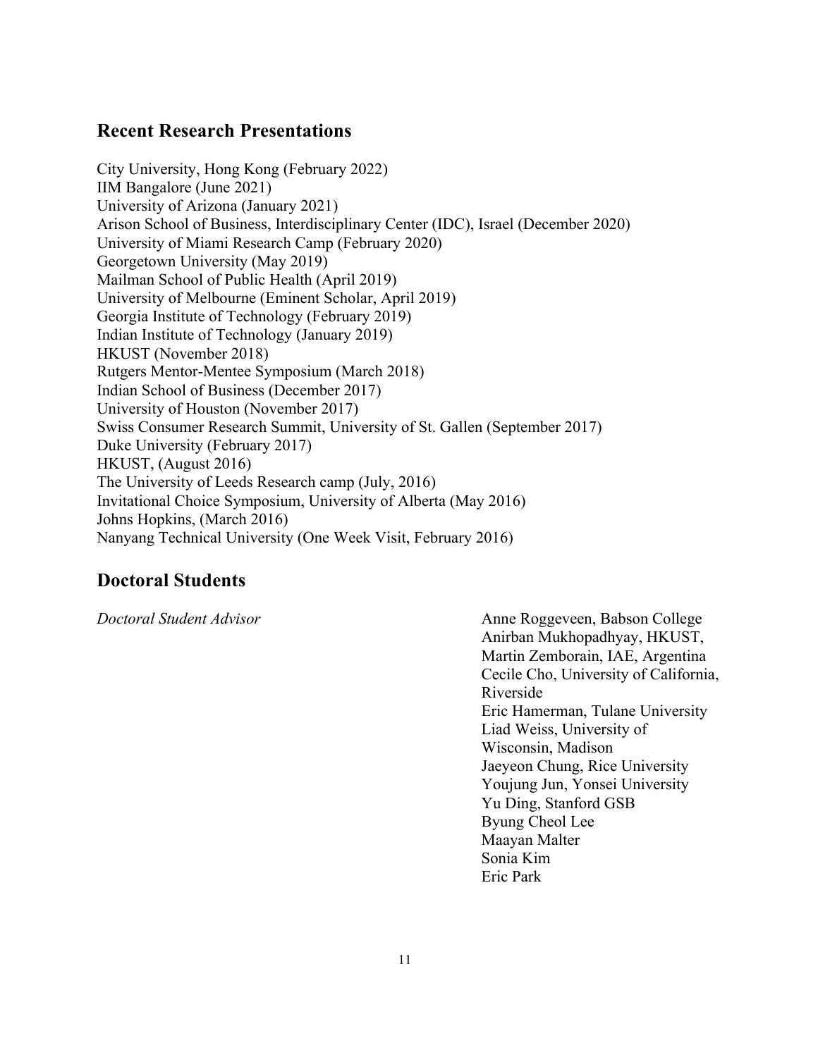## Recent Research Presentations

City University, Hong Kong (February 2022)
IIM Bangalore (June 2021)
University of Arizona (January 2021)
Arison School of Business, Interdisciplinary Center (IDC), Israel (December 2020)
University of Miami Research Camp (February 2020)
Georgetown University (May 2019)
Mailman School of Public Health (April 2019)
University of Melbourne (Eminent Scholar, April 2019)
Georgia Institute of Technology (February 2019)
Indian Institute of Technology (January 2019)
HKUST (November 2018)
Rutgers Mentor-Mentee Symposium (March 2018)
Indian School of Business (December 2017)
University of Houston (November 2017)
Swiss Consumer Research Summit, University of St. Gallen (September 2017)
Duke University (February 2017)
HKUST, (August 2016)
The University of Leeds Research camp (July, 2016)
Invitational Choice Symposium, University of Alberta (May 2016)
Johns Hopkins, (March 2016)
Nanyang Technical University (One Week Visit, February 2016)

## Doctoral Students

*Doctoral Student Advisor*

Anne Roggeveen, Babson College
Anirban Mukhopadhyay, HKUST,
Martin Zemborain, IAE, Argentina
Cecile Cho, University of California, Riverside
Eric Hamerman, Tulane University
Liad Weiss, University of Wisconsin, Madison
Jaeyeon Chung, Rice University
Youjung Jun, Yonsei University
Yu Ding, Stanford GSB
Byung Cheol Lee
Maayan Malter
Sonia Kim
Eric Park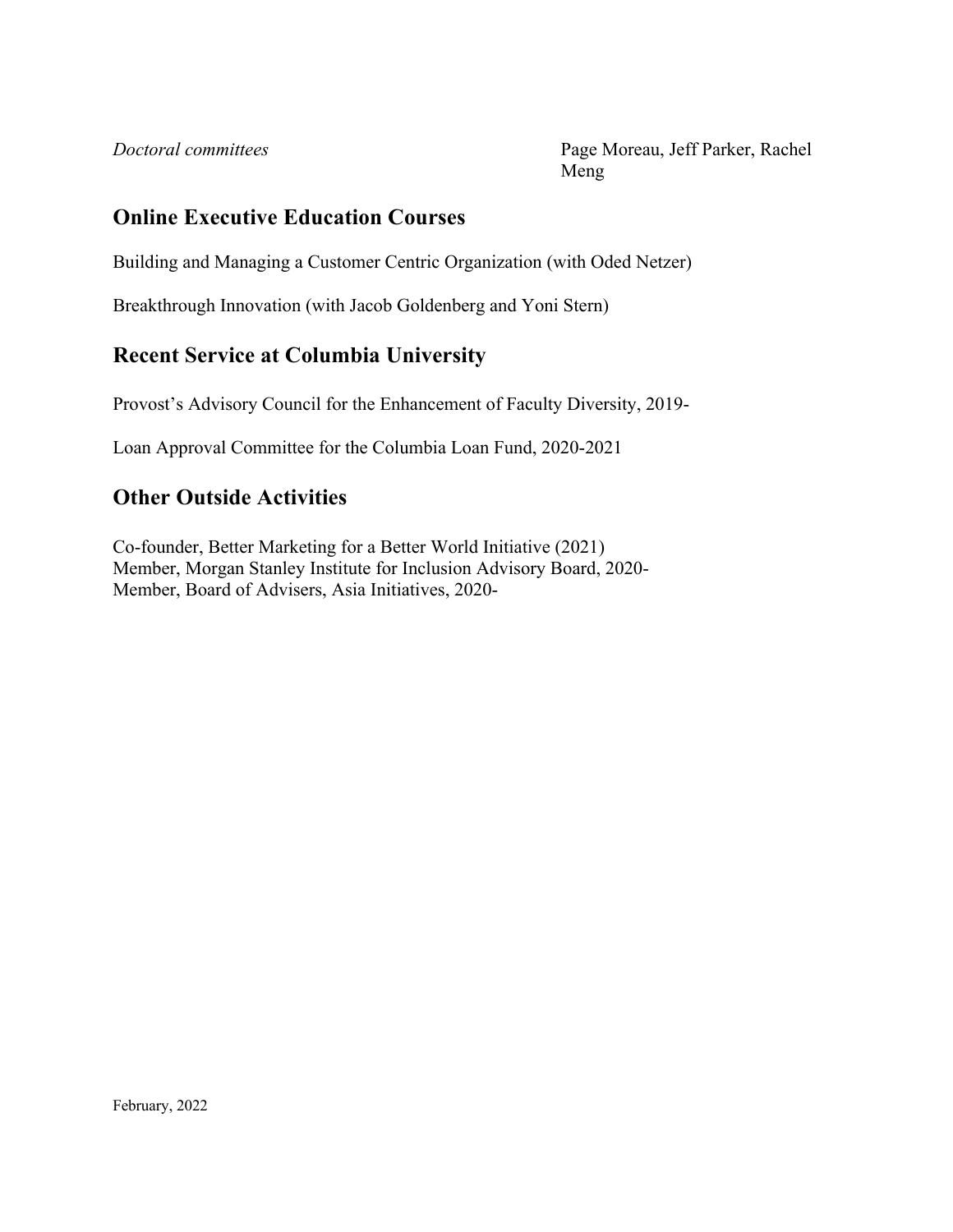*Doctoral committees* Page Moreau, Jeff Parker, Rachel Meng

## Online Executive Education Courses

Building and Managing a Customer Centric Organization (with Oded Netzer)

Breakthrough Innovation (with Jacob Goldenberg and Yoni Stern)

## Recent Service at Columbia University

Provost's Advisory Council for the Enhancement of Faculty Diversity, 2019-

Loan Approval Committee for the Columbia Loan Fund, 2020-2021

## Other Outside Activities

Co-founder, Better Marketing for a Better World Initiative (2021)
Member, Morgan Stanley Institute for Inclusion Advisory Board, 2020-
Member, Board of Advisers, Asia Initiatives, 2020-

February, 2022